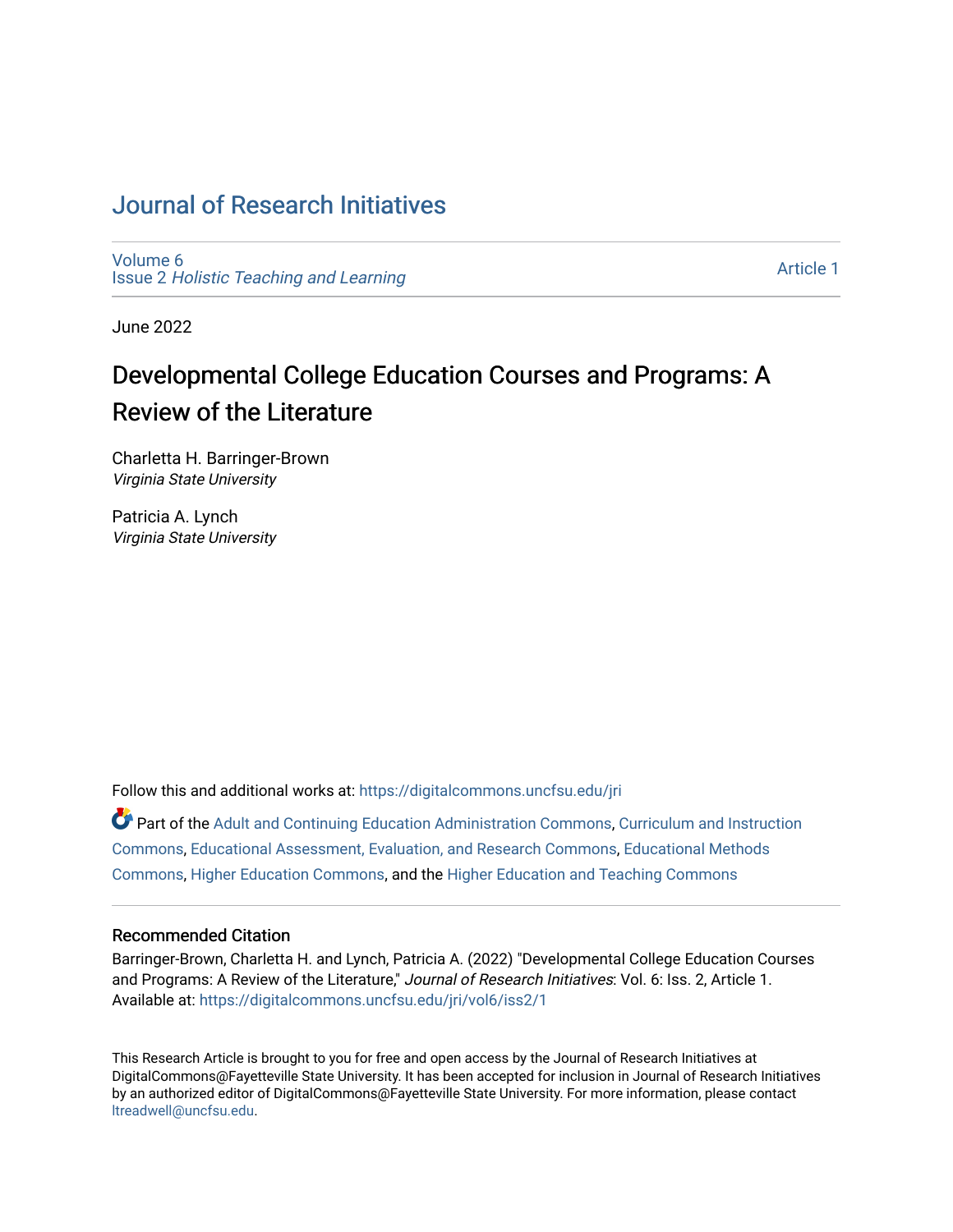# Journal of Research Initiatives

Volume 6
Issue 2 *Holistic Teaching and Learning*

Article 1

June 2022

## Developmental College Education Courses and Programs: A Review of the Literature

Charletta H. Barringer-Brown
*Virginia State University*

Patricia A. Lynch
*Virginia State University*

Follow this and additional works at: https://digitalcommons.uncfsu.edu/jri

Part of the Adult and Continuing Education Administration Commons, Curriculum and Instruction Commons, Educational Assessment, Evaluation, and Research Commons, Educational Methods Commons, Higher Education Commons, and the Higher Education and Teaching Commons

### Recommended Citation

Barringer-Brown, Charletta H. and Lynch, Patricia A. (2022) "Developmental College Education Courses and Programs: A Review of the Literature," *Journal of Research Initiatives*: Vol. 6: Iss. 2, Article 1.
Available at: https://digitalcommons.uncfsu.edu/jri/vol6/iss2/1

This Research Article is brought to you for free and open access by the Journal of Research Initiatives at DigitalCommons@Fayetteville State University. It has been accepted for inclusion in Journal of Research Initiatives by an authorized editor of DigitalCommons@Fayetteville State University. For more information, please contact ltreadwell@uncfsu.edu.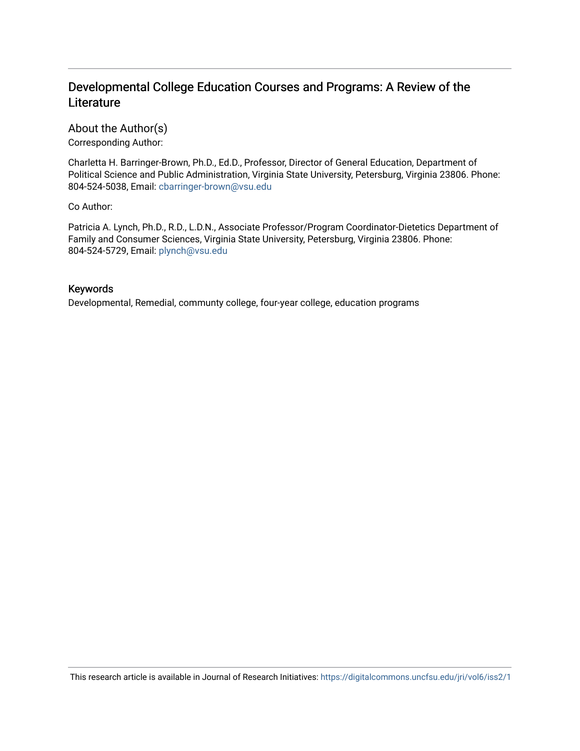# Developmental College Education Courses and Programs: A Review of the Literature

## About the Author(s)

Corresponding Author:

Charletta H. Barringer-Brown, Ph.D., Ed.D., Professor, Director of General Education, Department of Political Science and Public Administration, Virginia State University, Petersburg, Virginia 23806. Phone: 804-524-5038, Email: cbarringer-brown@vsu.edu

Co Author:

Patricia A. Lynch, Ph.D., R.D., L.D.N., Associate Professor/Program Coordinator-Dietetics Department of Family and Consumer Sciences, Virginia State University, Petersburg, Virginia 23806. Phone: 804-524-5729, Email: plynch@vsu.edu

## Keywords

Developmental, Remedial, communty college, four-year college, education programs

This research article is available in Journal of Research Initiatives: https://digitalcommons.uncfsu.edu/jri/vol6/iss2/1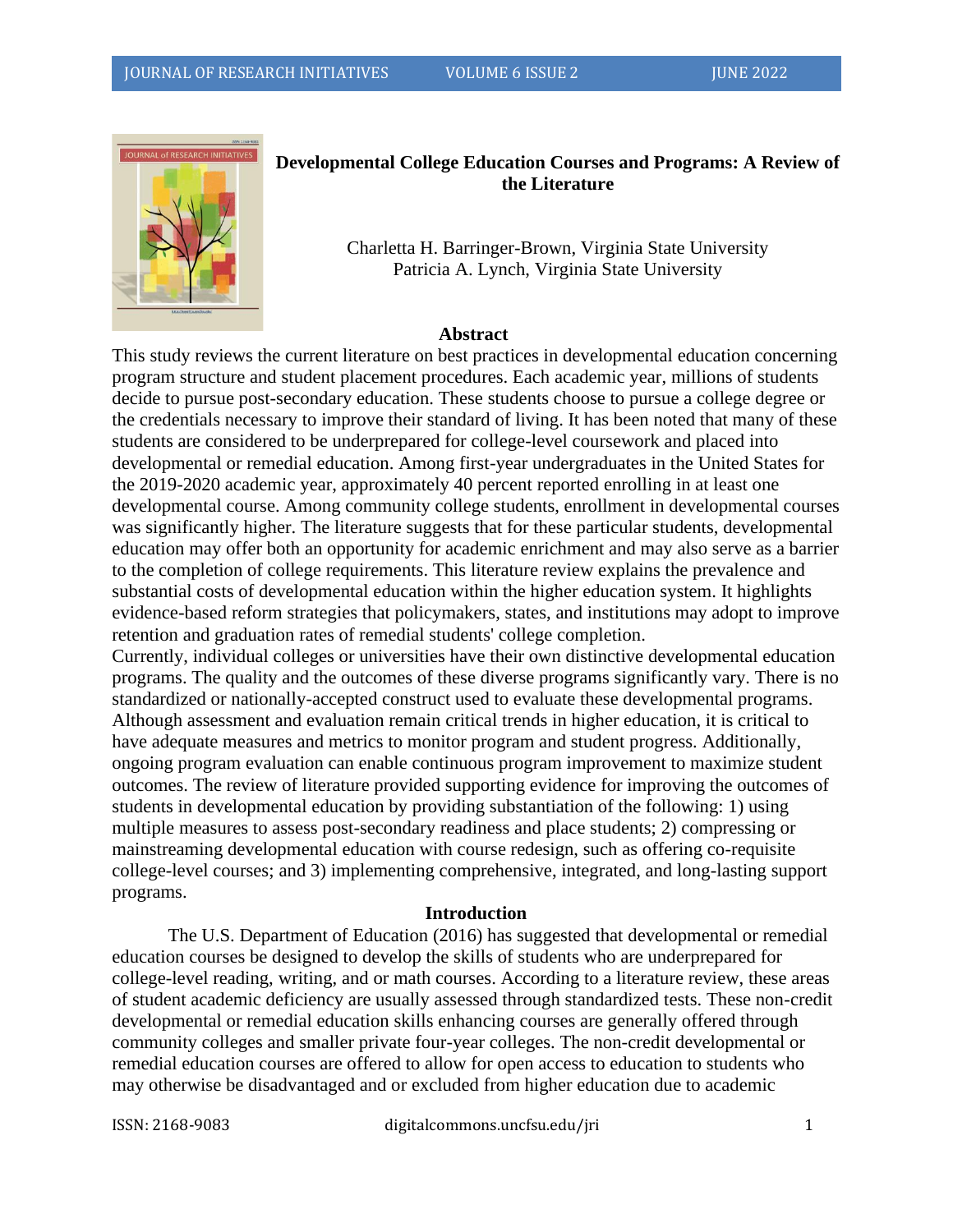# Developmental College Education Courses and Programs: A Review of the Literature

Charletta H. Barringer-Brown, Virginia State University
Patricia A. Lynch, Virginia State University

## Abstract

This study reviews the current literature on best practices in developmental education concerning program structure and student placement procedures. Each academic year, millions of students decide to pursue post-secondary education. These students choose to pursue a college degree or the credentials necessary to improve their standard of living. It has been noted that many of these students are considered to be underprepared for college-level coursework and placed into developmental or remedial education. Among first-year undergraduates in the United States for the 2019-2020 academic year, approximately 40 percent reported enrolling in at least one developmental course. Among community college students, enrollment in developmental courses was significantly higher. The literature suggests that for these particular students, developmental education may offer both an opportunity for academic enrichment and may also serve as a barrier to the completion of college requirements. This literature review explains the prevalence and substantial costs of developmental education within the higher education system. It highlights evidence-based reform strategies that policymakers, states, and institutions may adopt to improve retention and graduation rates of remedial students' college completion.

Currently, individual colleges or universities have their own distinctive developmental education programs. The quality and the outcomes of these diverse programs significantly vary. There is no standardized or nationally-accepted construct used to evaluate these developmental programs. Although assessment and evaluation remain critical trends in higher education, it is critical to have adequate measures and metrics to monitor program and student progress. Additionally, ongoing program evaluation can enable continuous program improvement to maximize student outcomes. The review of literature provided supporting evidence for improving the outcomes of students in developmental education by providing substantiation of the following: 1) using multiple measures to assess post-secondary readiness and place students; 2) compressing or mainstreaming developmental education with course redesign, such as offering co-requisite college-level courses; and 3) implementing comprehensive, integrated, and long-lasting support programs.

## Introduction

The U.S. Department of Education (2016) has suggested that developmental or remedial education courses be designed to develop the skills of students who are underprepared for college-level reading, writing, and or math courses. According to a literature review, these areas of student academic deficiency are usually assessed through standardized tests. These non-credit developmental or remedial education skills enhancing courses are generally offered through community colleges and smaller private four-year colleges. The non-credit developmental or remedial education courses are offered to allow for open access to education to students who may otherwise be disadvantaged and or excluded from higher education due to academic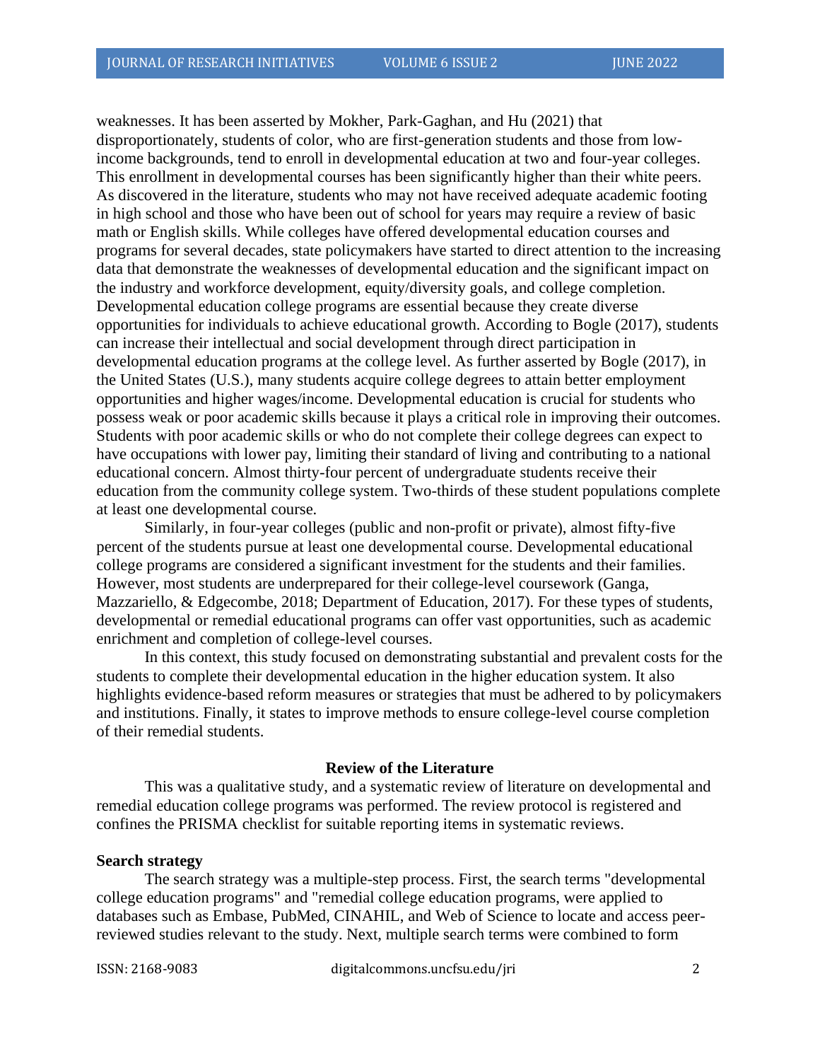weaknesses. It has been asserted by Mokher, Park-Gaghan, and Hu (2021) that disproportionately, students of color, who are first-generation students and those from low-income backgrounds, tend to enroll in developmental education at two and four-year colleges. This enrollment in developmental courses has been significantly higher than their white peers. As discovered in the literature, students who may not have received adequate academic footing in high school and those who have been out of school for years may require a review of basic math or English skills. While colleges have offered developmental education courses and programs for several decades, state policymakers have started to direct attention to the increasing data that demonstrate the weaknesses of developmental education and the significant impact on the industry and workforce development, equity/diversity goals, and college completion. Developmental education college programs are essential because they create diverse opportunities for individuals to achieve educational growth. According to Bogle (2017), students can increase their intellectual and social development through direct participation in developmental education programs at the college level. As further asserted by Bogle (2017), in the United States (U.S.), many students acquire college degrees to attain better employment opportunities and higher wages/income. Developmental education is crucial for students who possess weak or poor academic skills because it plays a critical role in improving their outcomes. Students with poor academic skills or who do not complete their college degrees can expect to have occupations with lower pay, limiting their standard of living and contributing to a national educational concern. Almost thirty-four percent of undergraduate students receive their education from the community college system. Two-thirds of these student populations complete at least one developmental course.

Similarly, in four-year colleges (public and non-profit or private), almost fifty-five percent of the students pursue at least one developmental course. Developmental educational college programs are considered a significant investment for the students and their families. However, most students are underprepared for their college-level coursework (Ganga, Mazzariello, & Edgecombe, 2018; Department of Education, 2017). For these types of students, developmental or remedial educational programs can offer vast opportunities, such as academic enrichment and completion of college-level courses.

In this context, this study focused on demonstrating substantial and prevalent costs for the students to complete their developmental education in the higher education system. It also highlights evidence-based reform measures or strategies that must be adhered to by policymakers and institutions. Finally, it states to improve methods to ensure college-level course completion of their remedial students.

## Review of the Literature

This was a qualitative study, and a systematic review of literature on developmental and remedial education college programs was performed. The review protocol is registered and confines the PRISMA checklist for suitable reporting items in systematic reviews.

### Search strategy

The search strategy was a multiple-step process. First, the search terms "developmental college education programs" and "remedial college education programs, were applied to databases such as Embase, PubMed, CINAHIL, and Web of Science to locate and access peer-reviewed studies relevant to the study. Next, multiple search terms were combined to form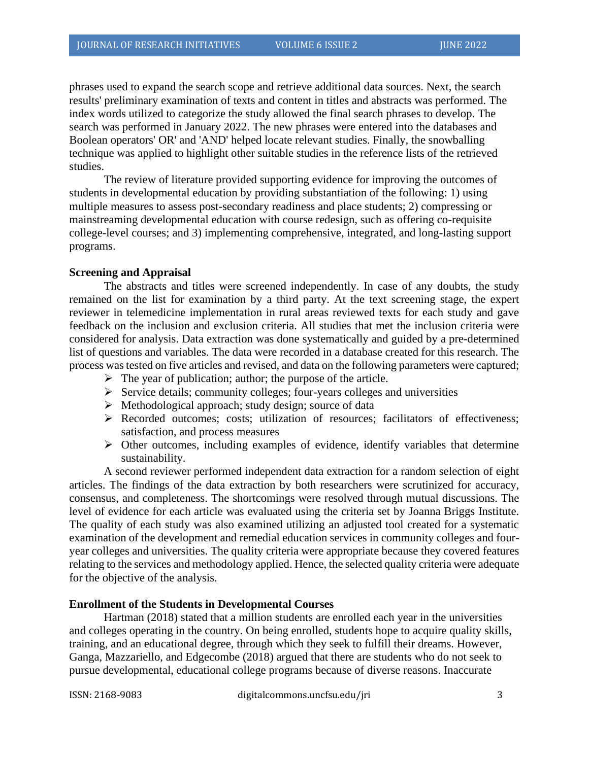phrases used to expand the search scope and retrieve additional data sources. Next, the search results' preliminary examination of texts and content in titles and abstracts was performed. The index words utilized to categorize the study allowed the final search phrases to develop. The search was performed in January 2022. The new phrases were entered into the databases and Boolean operators' OR' and 'AND' helped locate relevant studies. Finally, the snowballing technique was applied to highlight other suitable studies in the reference lists of the retrieved studies.

The review of literature provided supporting evidence for improving the outcomes of students in developmental education by providing substantiation of the following: 1) using multiple measures to assess post-secondary readiness and place students; 2) compressing or mainstreaming developmental education with course redesign, such as offering co-requisite college-level courses; and 3) implementing comprehensive, integrated, and long-lasting support programs.

**Screening and Appraisal**

The abstracts and titles were screened independently. In case of any doubts, the study remained on the list for examination by a third party. At the text screening stage, the expert reviewer in telemedicine implementation in rural areas reviewed texts for each study and gave feedback on the inclusion and exclusion criteria. All studies that met the inclusion criteria were considered for analysis. Data extraction was done systematically and guided by a pre-determined list of questions and variables. The data were recorded in a database created for this research. The process was tested on five articles and revised, and data on the following parameters were captured;

- The year of publication; author; the purpose of the article.
- Service details; community colleges; four-years colleges and universities
- Methodological approach; study design; source of data
- Recorded outcomes; costs; utilization of resources; facilitators of effectiveness; satisfaction, and process measures
- Other outcomes, including examples of evidence, identify variables that determine sustainability.

A second reviewer performed independent data extraction for a random selection of eight articles. The findings of the data extraction by both researchers were scrutinized for accuracy, consensus, and completeness. The shortcomings were resolved through mutual discussions. The level of evidence for each article was evaluated using the criteria set by Joanna Briggs Institute. The quality of each study was also examined utilizing an adjusted tool created for a systematic examination of the development and remedial education services in community colleges and four-year colleges and universities. The quality criteria were appropriate because they covered features relating to the services and methodology applied. Hence, the selected quality criteria were adequate for the objective of the analysis.

**Enrollment of the Students in Developmental Courses**

Hartman (2018) stated that a million students are enrolled each year in the universities and colleges operating in the country. On being enrolled, students hope to acquire quality skills, training, and an educational degree, through which they seek to fulfill their dreams. However, Ganga, Mazzariello, and Edgecombe (2018) argued that there are students who do not seek to pursue developmental, educational college programs because of diverse reasons. Inaccurate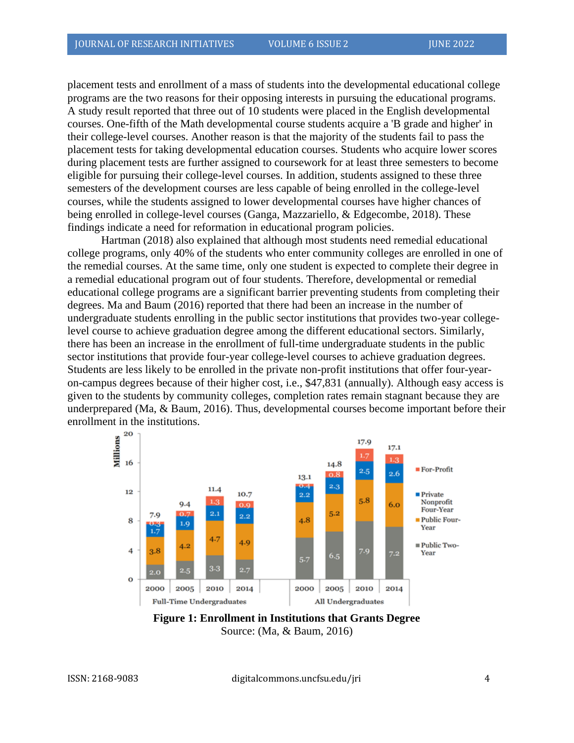placement tests and enrollment of a mass of students into the developmental educational college programs are the two reasons for their opposing interests in pursuing the educational programs. A study result reported that three out of 10 students were placed in the English developmental courses. One-fifth of the Math developmental course students acquire a 'B grade and higher' in their college-level courses. Another reason is that the majority of the students fail to pass the placement tests for taking developmental education courses. Students who acquire lower scores during placement tests are further assigned to coursework for at least three semesters to become eligible for pursuing their college-level courses. In addition, students assigned to these three semesters of the development courses are less capable of being enrolled in the college-level courses, while the students assigned to lower developmental courses have higher chances of being enrolled in college-level courses (Ganga, Mazzariello, & Edgecombe, 2018). These findings indicate a need for reformation in educational program policies.

Hartman (2018) also explained that although most students need remedial educational college programs, only 40% of the students who enter community colleges are enrolled in one of the remedial courses. At the same time, only one student is expected to complete their degree in a remedial educational program out of four students. Therefore, developmental or remedial educational college programs are a significant barrier preventing students from completing their degrees. Ma and Baum (2016) reported that there had been an increase in the number of undergraduate students enrolling in the public sector institutions that provides two-year college-level course to achieve graduation degree among the different educational sectors. Similarly, there has been an increase in the enrollment of full-time undergraduate students in the public sector institutions that provide four-year college-level courses to achieve graduation degrees. Students are less likely to be enrolled in the private non-profit institutions that offer four-year-on-campus degrees because of their higher cost, i.e., $47,831 (annually). Although easy access is given to the students by community colleges, completion rates remain stagnant because they are underprepared (Ma, & Baum, 2016). Thus, developmental courses become important before their enrollment in the institutions.

**Figure 1: Enrollment in Institutions that Grants Degree**

Source: (Ma, & Baum, 2016)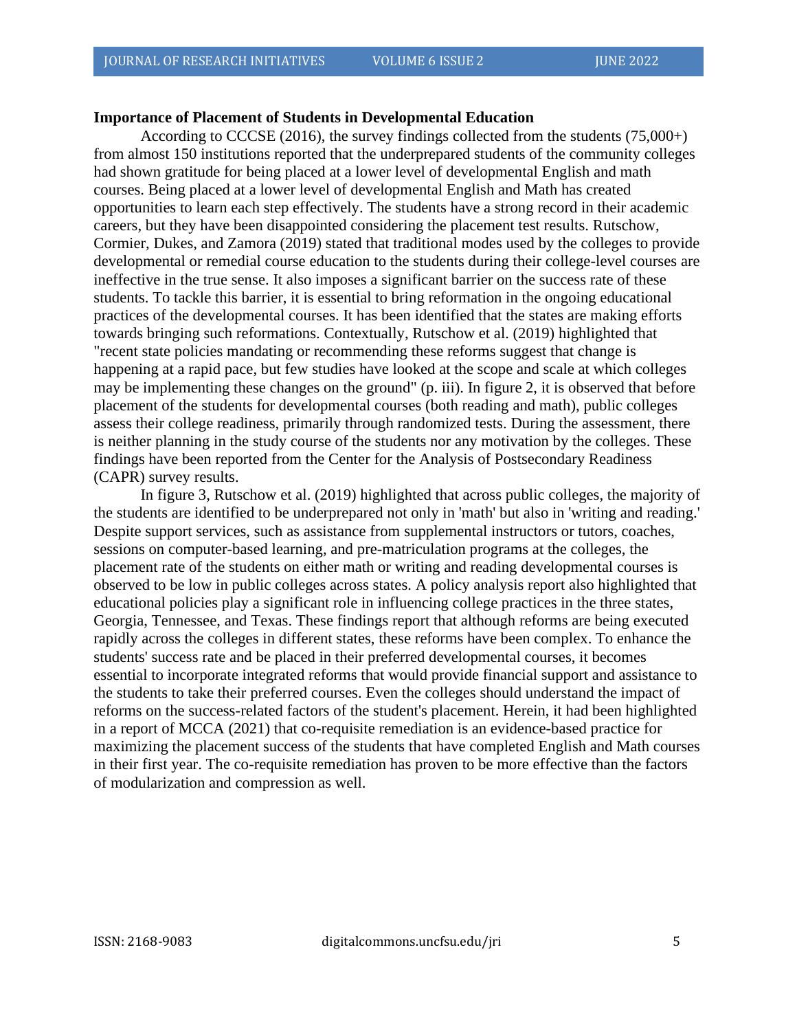**Importance of Placement of Students in Developmental Education**

According to CCCSE (2016), the survey findings collected from the students (75,000+) from almost 150 institutions reported that the underprepared students of the community colleges had shown gratitude for being placed at a lower level of developmental English and math courses. Being placed at a lower level of developmental English and Math has created opportunities to learn each step effectively. The students have a strong record in their academic careers, but they have been disappointed considering the placement test results. Rutschow, Cormier, Dukes, and Zamora (2019) stated that traditional modes used by the colleges to provide developmental or remedial course education to the students during their college-level courses are ineffective in the true sense. It also imposes a significant barrier on the success rate of these students. To tackle this barrier, it is essential to bring reformation in the ongoing educational practices of the developmental courses. It has been identified that the states are making efforts towards bringing such reformations. Contextually, Rutschow et al. (2019) highlighted that "recent state policies mandating or recommending these reforms suggest that change is happening at a rapid pace, but few studies have looked at the scope and scale at which colleges may be implementing these changes on the ground" (p. iii). In figure 2, it is observed that before placement of the students for developmental courses (both reading and math), public colleges assess their college readiness, primarily through randomized tests. During the assessment, there is neither planning in the study course of the students nor any motivation by the colleges. These findings have been reported from the Center for the Analysis of Postsecondary Readiness (CAPR) survey results.

In figure 3, Rutschow et al. (2019) highlighted that across public colleges, the majority of the students are identified to be underprepared not only in 'math' but also in 'writing and reading.' Despite support services, such as assistance from supplemental instructors or tutors, coaches, sessions on computer-based learning, and pre-matriculation programs at the colleges, the placement rate of the students on either math or writing and reading developmental courses is observed to be low in public colleges across states. A policy analysis report also highlighted that educational policies play a significant role in influencing college practices in the three states, Georgia, Tennessee, and Texas. These findings report that although reforms are being executed rapidly across the colleges in different states, these reforms have been complex. To enhance the students' success rate and be placed in their preferred developmental courses, it becomes essential to incorporate integrated reforms that would provide financial support and assistance to the students to take their preferred courses. Even the colleges should understand the impact of reforms on the success-related factors of the student's placement. Herein, it had been highlighted in a report of MCCA (2021) that co-requisite remediation is an evidence-based practice for maximizing the placement success of the students that have completed English and Math courses in their first year. The co-requisite remediation has proven to be more effective than the factors of modularization and compression as well.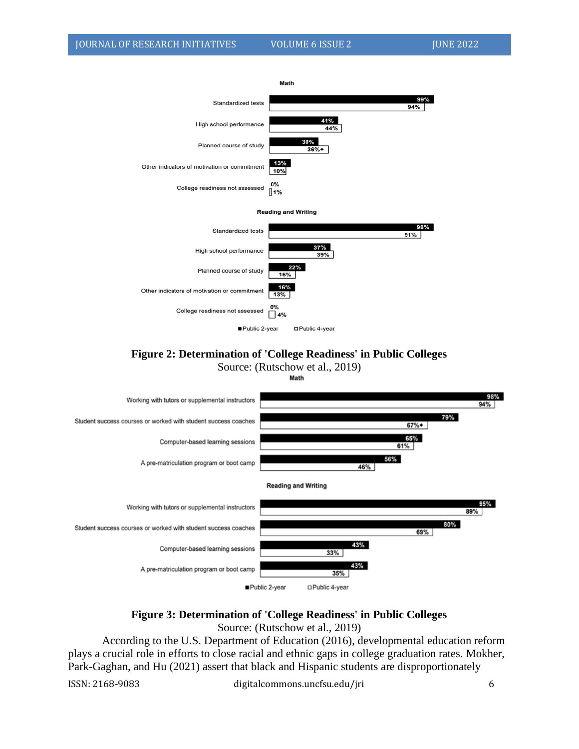**Math**

| | Public 2-year | Public 4-year |
|---|---|---|
| Standardized tests | 99% | 94% |
| High school performance | 41% | 44% |
| Planned course of study | 30% | 36%◆ |
| Other indicators of motivation or commitment | 13% | 10% |
| College readiness not assessed | 0% | 1% |

**Reading and Writing**

| | Public 2-year | Public 4-year |
|---|---|---|
| Standardized tests | 98% | 91% |
| High school performance | 37% | 39% |
| Planned course of study | 22% | 16% |
| Other indicators of motivation or commitment | 16% | 13% |
| College readiness not assessed | 0% | 4% |

**Figure 2: Determination of 'College Readiness' in Public Colleges**

Source: (Rutschow et al., 2019)

**Math**

| | Public 2-year | Public 4-year |
|---|---|---|
| Working with tutors or supplemental instructors | 98% | 94% |
| Student success courses or worked with student success coaches | 79% | 67%◆ |
| Computer-based learning sessions | 65% | 61% |
| A pre-matriculation program or boot camp | 56% | 46% |

**Reading and Writing**

| | Public 2-year | Public 4-year |
|---|---|---|
| Working with tutors or supplemental instructors | 95% | 89% |
| Student success courses or worked with student success coaches | 80% | 69% |
| Computer-based learning sessions | 43% | 33% |
| A pre-matriculation program or boot camp | 43% | 35% |

**Figure 3: Determination of 'College Readiness' in Public Colleges**

Source: (Rutschow et al., 2019)

According to the U.S. Department of Education (2016), developmental education reform plays a crucial role in efforts to close racial and ethnic gaps in college graduation rates. Mokher, Park-Gaghan, and Hu (2021) assert that black and Hispanic students are disproportionately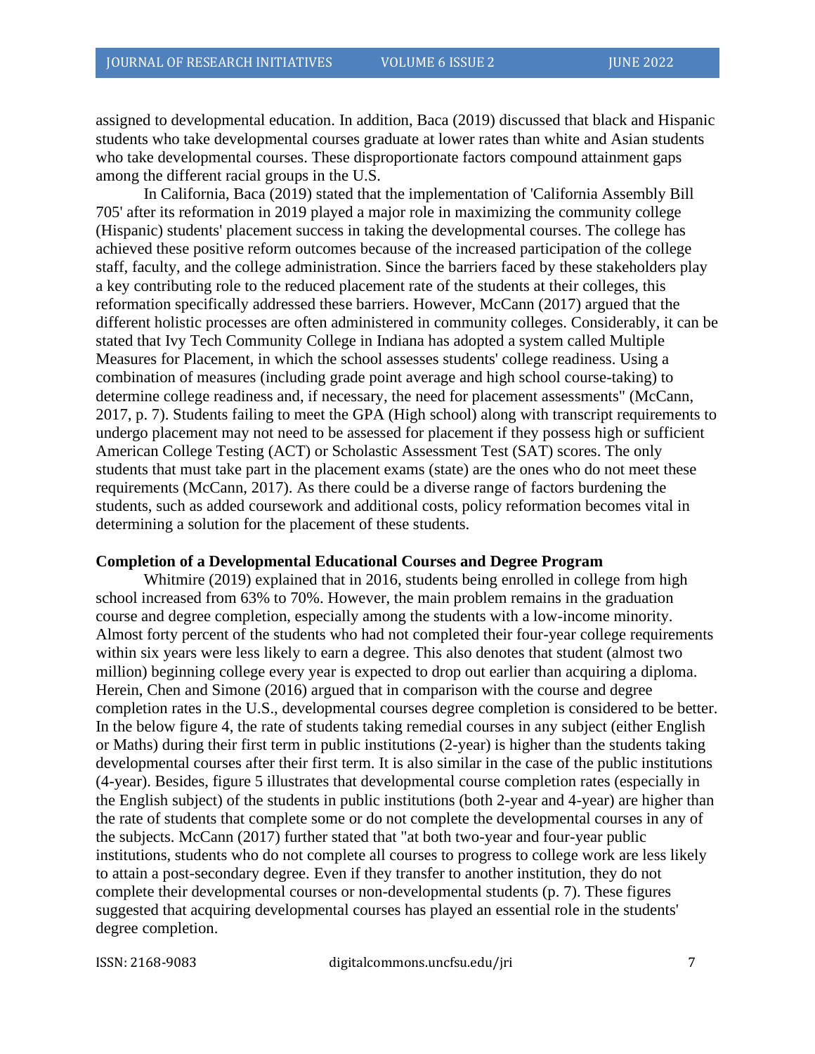assigned to developmental education. In addition, Baca (2019) discussed that black and Hispanic students who take developmental courses graduate at lower rates than white and Asian students who take developmental courses. These disproportionate factors compound attainment gaps among the different racial groups in the U.S.

In California, Baca (2019) stated that the implementation of 'California Assembly Bill 705' after its reformation in 2019 played a major role in maximizing the community college (Hispanic) students' placement success in taking the developmental courses. The college has achieved these positive reform outcomes because of the increased participation of the college staff, faculty, and the college administration. Since the barriers faced by these stakeholders play a key contributing role to the reduced placement rate of the students at their colleges, this reformation specifically addressed these barriers. However, McCann (2017) argued that the different holistic processes are often administered in community colleges. Considerably, it can be stated that Ivy Tech Community College in Indiana has adopted a system called Multiple Measures for Placement, in which the school assesses students' college readiness. Using a combination of measures (including grade point average and high school course-taking) to determine college readiness and, if necessary, the need for placement assessments" (McCann, 2017, p. 7). Students failing to meet the GPA (High school) along with transcript requirements to undergo placement may not need to be assessed for placement if they possess high or sufficient American College Testing (ACT) or Scholastic Assessment Test (SAT) scores. The only students that must take part in the placement exams (state) are the ones who do not meet these requirements (McCann, 2017). As there could be a diverse range of factors burdening the students, such as added coursework and additional costs, policy reformation becomes vital in determining a solution for the placement of these students.

**Completion of a Developmental Educational Courses and Degree Program**

Whitmire (2019) explained that in 2016, students being enrolled in college from high school increased from 63% to 70%. However, the main problem remains in the graduation course and degree completion, especially among the students with a low-income minority. Almost forty percent of the students who had not completed their four-year college requirements within six years were less likely to earn a degree. This also denotes that student (almost two million) beginning college every year is expected to drop out earlier than acquiring a diploma. Herein, Chen and Simone (2016) argued that in comparison with the course and degree completion rates in the U.S., developmental courses degree completion is considered to be better. In the below figure 4, the rate of students taking remedial courses in any subject (either English or Maths) during their first term in public institutions (2-year) is higher than the students taking developmental courses after their first term. It is also similar in the case of the public institutions (4-year). Besides, figure 5 illustrates that developmental course completion rates (especially in the English subject) of the students in public institutions (both 2-year and 4-year) are higher than the rate of students that complete some or do not complete the developmental courses in any of the subjects. McCann (2017) further stated that "at both two-year and four-year public institutions, students who do not complete all courses to progress to college work are less likely to attain a post-secondary degree. Even if they transfer to another institution, they do not complete their developmental courses or non-developmental students (p. 7). These figures suggested that acquiring developmental courses has played an essential role in the students' degree completion.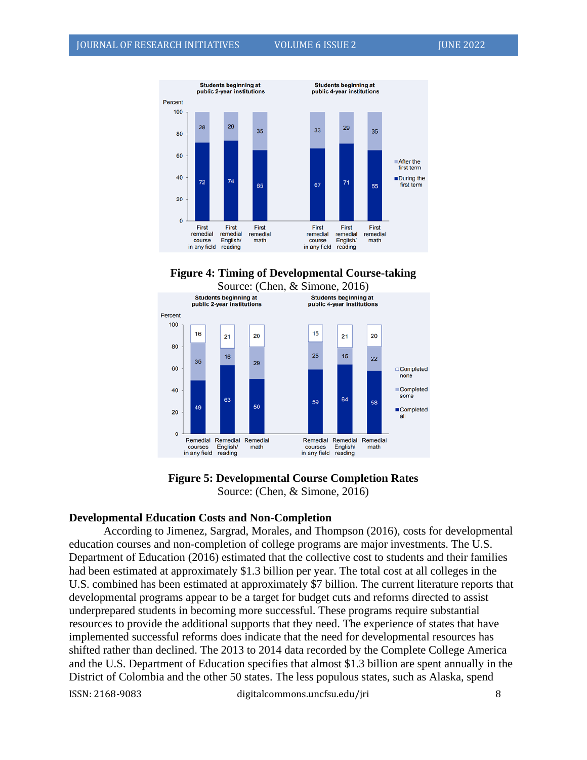**Figure 4: Timing of Developmental Course-taking**

Source: (Chen, & Simone, 2016)

**Figure 5: Developmental Course Completion Rates**

Source: (Chen, & Simone, 2016)

**Developmental Education Costs and Non-Completion**

According to Jimenez, Sargrad, Morales, and Thompson (2016), costs for developmental education courses and non-completion of college programs are major investments. The U.S. Department of Education (2016) estimated that the collective cost to students and their families had been estimated at approximately $1.3 billion per year. The total cost at all colleges in the U.S. combined has been estimated at approximately $7 billion. The current literature reports that developmental programs appear to be a target for budget cuts and reforms directed to assist underprepared students in becoming more successful. These programs require substantial resources to provide the additional supports that they need. The experience of states that have implemented successful reforms does indicate that the need for developmental resources has shifted rather than declined. The 2013 to 2014 data recorded by the Complete College America and the U.S. Department of Education specifies that almost $1.3 billion are spent annually in the District of Colombia and the other 50 states. The less populous states, such as Alaska, spend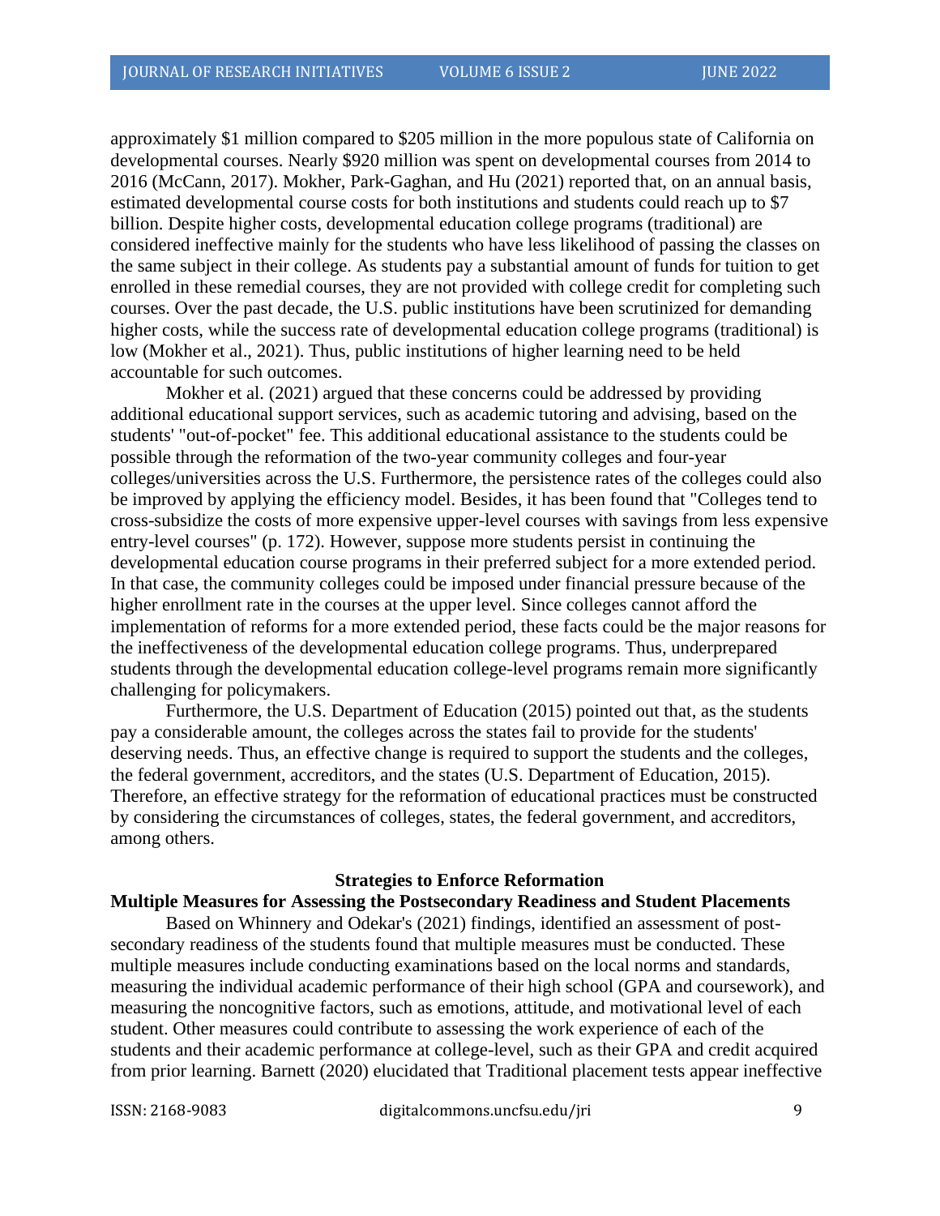approximately $1 million compared to $205 million in the more populous state of California on developmental courses. Nearly $920 million was spent on developmental courses from 2014 to 2016 (McCann, 2017). Mokher, Park-Gaghan, and Hu (2021) reported that, on an annual basis, estimated developmental course costs for both institutions and students could reach up to $7 billion. Despite higher costs, developmental education college programs (traditional) are considered ineffective mainly for the students who have less likelihood of passing the classes on the same subject in their college. As students pay a substantial amount of funds for tuition to get enrolled in these remedial courses, they are not provided with college credit for completing such courses. Over the past decade, the U.S. public institutions have been scrutinized for demanding higher costs, while the success rate of developmental education college programs (traditional) is low (Mokher et al., 2021). Thus, public institutions of higher learning need to be held accountable for such outcomes.

Mokher et al. (2021) argued that these concerns could be addressed by providing additional educational support services, such as academic tutoring and advising, based on the students' "out-of-pocket" fee. This additional educational assistance to the students could be possible through the reformation of the two-year community colleges and four-year colleges/universities across the U.S. Furthermore, the persistence rates of the colleges could also be improved by applying the efficiency model. Besides, it has been found that "Colleges tend to cross-subsidize the costs of more expensive upper-level courses with savings from less expensive entry-level courses" (p. 172). However, suppose more students persist in continuing the developmental education course programs in their preferred subject for a more extended period. In that case, the community colleges could be imposed under financial pressure because of the higher enrollment rate in the courses at the upper level. Since colleges cannot afford the implementation of reforms for a more extended period, these facts could be the major reasons for the ineffectiveness of the developmental education college programs. Thus, underprepared students through the developmental education college-level programs remain more significantly challenging for policymakers.

Furthermore, the U.S. Department of Education (2015) pointed out that, as the students pay a considerable amount, the colleges across the states fail to provide for the students' deserving needs. Thus, an effective change is required to support the students and the colleges, the federal government, accreditors, and the states (U.S. Department of Education, 2015). Therefore, an effective strategy for the reformation of educational practices must be constructed by considering the circumstances of colleges, states, the federal government, and accreditors, among others.

## Strategies to Enforce Reformation

### Multiple Measures for Assessing the Postsecondary Readiness and Student Placements

Based on Whinnery and Odekar's (2021) findings, identified an assessment of post-secondary readiness of the students found that multiple measures must be conducted. These multiple measures include conducting examinations based on the local norms and standards, measuring the individual academic performance of their high school (GPA and coursework), and measuring the noncognitive factors, such as emotions, attitude, and motivational level of each student. Other measures could contribute to assessing the work experience of each of the students and their academic performance at college-level, such as their GPA and credit acquired from prior learning. Barnett (2020) elucidated that Traditional placement tests appear ineffective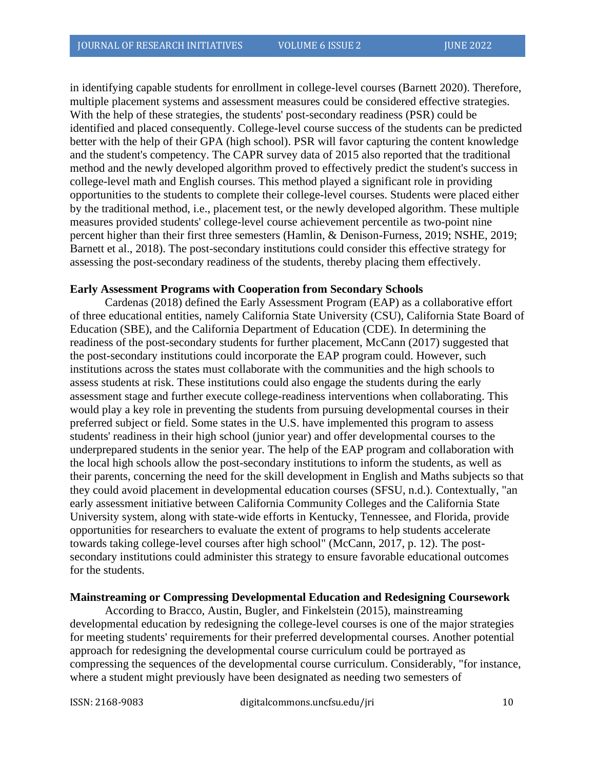in identifying capable students for enrollment in college-level courses (Barnett 2020). Therefore, multiple placement systems and assessment measures could be considered effective strategies. With the help of these strategies, the students' post-secondary readiness (PSR) could be identified and placed consequently. College-level course success of the students can be predicted better with the help of their GPA (high school). PSR will favor capturing the content knowledge and the student's competency. The CAPR survey data of 2015 also reported that the traditional method and the newly developed algorithm proved to effectively predict the student's success in college-level math and English courses. This method played a significant role in providing opportunities to the students to complete their college-level courses. Students were placed either by the traditional method, i.e., placement test, or the newly developed algorithm. These multiple measures provided students' college-level course achievement percentile as two-point nine percent higher than their first three semesters (Hamlin, & Denison-Furness, 2019; NSHE, 2019; Barnett et al., 2018). The post-secondary institutions could consider this effective strategy for assessing the post-secondary readiness of the students, thereby placing them effectively.

**Early Assessment Programs with Cooperation from Secondary Schools**

Cardenas (2018) defined the Early Assessment Program (EAP) as a collaborative effort of three educational entities, namely California State University (CSU), California State Board of Education (SBE), and the California Department of Education (CDE). In determining the readiness of the post-secondary students for further placement, McCann (2017) suggested that the post-secondary institutions could incorporate the EAP program could. However, such institutions across the states must collaborate with the communities and the high schools to assess students at risk. These institutions could also engage the students during the early assessment stage and further execute college-readiness interventions when collaborating. This would play a key role in preventing the students from pursuing developmental courses in their preferred subject or field. Some states in the U.S. have implemented this program to assess students' readiness in their high school (junior year) and offer developmental courses to the underprepared students in the senior year. The help of the EAP program and collaboration with the local high schools allow the post-secondary institutions to inform the students, as well as their parents, concerning the need for the skill development in English and Maths subjects so that they could avoid placement in developmental education courses (SFSU, n.d.). Contextually, "an early assessment initiative between California Community Colleges and the California State University system, along with state-wide efforts in Kentucky, Tennessee, and Florida, provide opportunities for researchers to evaluate the extent of programs to help students accelerate towards taking college-level courses after high school" (McCann, 2017, p. 12). The post-secondary institutions could administer this strategy to ensure favorable educational outcomes for the students.

**Mainstreaming or Compressing Developmental Education and Redesigning Coursework**

According to Bracco, Austin, Bugler, and Finkelstein (2015), mainstreaming developmental education by redesigning the college-level courses is one of the major strategies for meeting students' requirements for their preferred developmental courses. Another potential approach for redesigning the developmental course curriculum could be portrayed as compressing the sequences of the developmental course curriculum. Considerably, "for instance, where a student might previously have been designated as needing two semesters of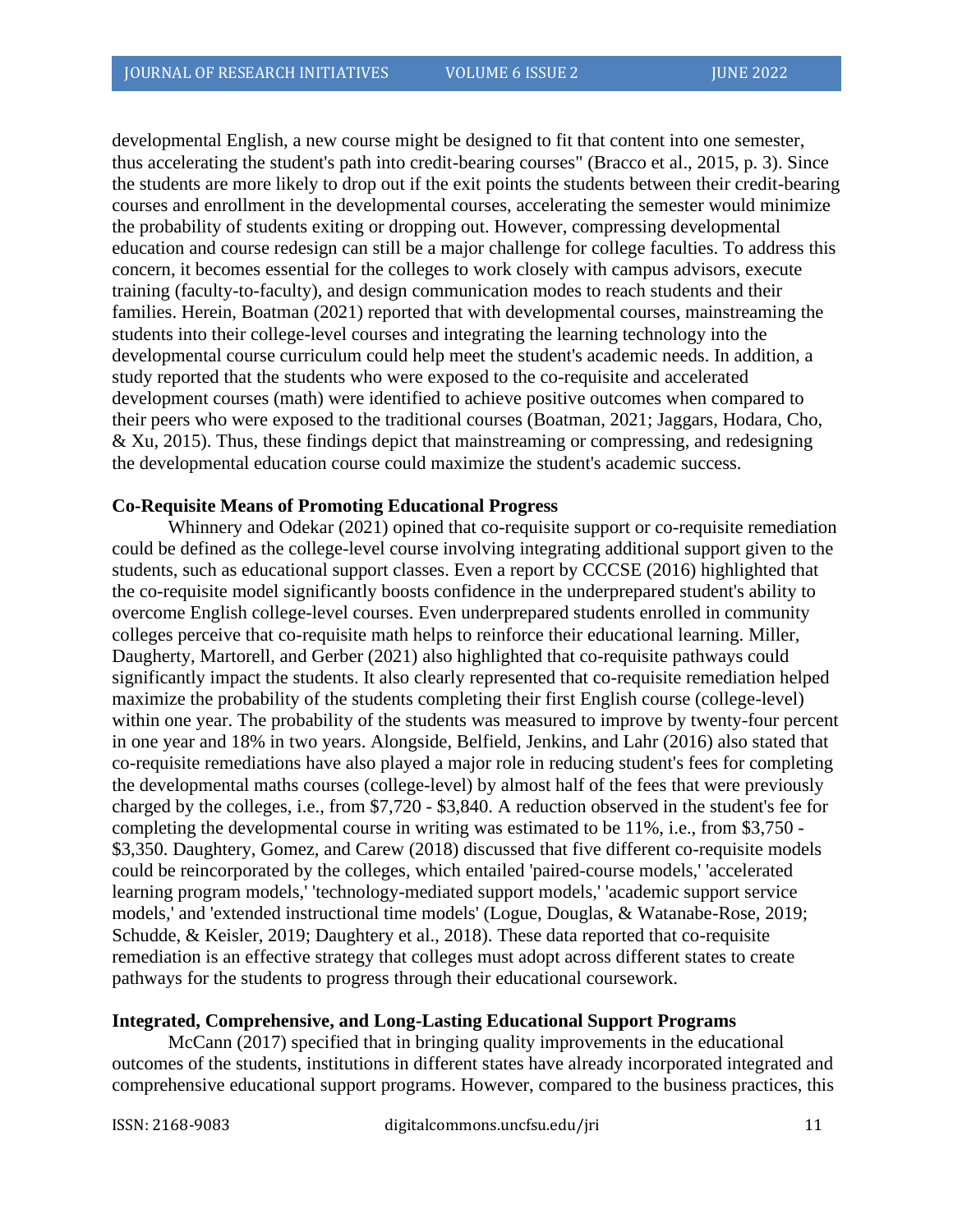developmental English, a new course might be designed to fit that content into one semester, thus accelerating the student's path into credit-bearing courses" (Bracco et al., 2015, p. 3). Since the students are more likely to drop out if the exit points the students between their credit-bearing courses and enrollment in the developmental courses, accelerating the semester would minimize the probability of students exiting or dropping out. However, compressing developmental education and course redesign can still be a major challenge for college faculties. To address this concern, it becomes essential for the colleges to work closely with campus advisors, execute training (faculty-to-faculty), and design communication modes to reach students and their families. Herein, Boatman (2021) reported that with developmental courses, mainstreaming the students into their college-level courses and integrating the learning technology into the developmental course curriculum could help meet the student's academic needs. In addition, a study reported that the students who were exposed to the co-requisite and accelerated development courses (math) were identified to achieve positive outcomes when compared to their peers who were exposed to the traditional courses (Boatman, 2021; Jaggars, Hodara, Cho, & Xu, 2015). Thus, these findings depict that mainstreaming or compressing, and redesigning the developmental education course could maximize the student's academic success.

**Co-Requisite Means of Promoting Educational Progress**

Whinnery and Odekar (2021) opined that co-requisite support or co-requisite remediation could be defined as the college-level course involving integrating additional support given to the students, such as educational support classes. Even a report by CCCSE (2016) highlighted that the co-requisite model significantly boosts confidence in the underprepared student's ability to overcome English college-level courses. Even underprepared students enrolled in community colleges perceive that co-requisite math helps to reinforce their educational learning. Miller, Daugherty, Martorell, and Gerber (2021) also highlighted that co-requisite pathways could significantly impact the students. It also clearly represented that co-requisite remediation helped maximize the probability of the students completing their first English course (college-level) within one year. The probability of the students was measured to improve by twenty-four percent in one year and 18% in two years. Alongside, Belfield, Jenkins, and Lahr (2016) also stated that co-requisite remediations have also played a major role in reducing student's fees for completing the developmental maths courses (college-level) by almost half of the fees that were previously charged by the colleges, i.e., from $7,720 - $3,840. A reduction observed in the student's fee for completing the developmental course in writing was estimated to be 11%, i.e., from $3,750 - $3,350. Daughtery, Gomez, and Carew (2018) discussed that five different co-requisite models could be reincorporated by the colleges, which entailed 'paired-course models,' 'accelerated learning program models,' 'technology-mediated support models,' 'academic support service models,' and 'extended instructional time models' (Logue, Douglas, & Watanabe-Rose, 2019; Schudde, & Keisler, 2019; Daughtery et al., 2018). These data reported that co-requisite remediation is an effective strategy that colleges must adopt across different states to create pathways for the students to progress through their educational coursework.

**Integrated, Comprehensive, and Long-Lasting Educational Support Programs**

McCann (2017) specified that in bringing quality improvements in the educational outcomes of the students, institutions in different states have already incorporated integrated and comprehensive educational support programs. However, compared to the business practices, this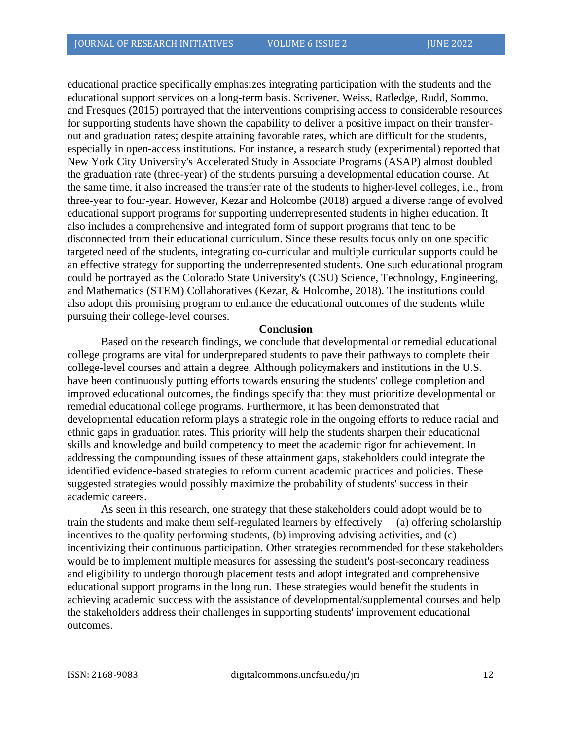educational practice specifically emphasizes integrating participation with the students and the educational support services on a long-term basis. Scrivener, Weiss, Ratledge, Rudd, Sommo, and Fresques (2015) portrayed that the interventions comprising access to considerable resources for supporting students have shown the capability to deliver a positive impact on their transfer-out and graduation rates; despite attaining favorable rates, which are difficult for the students, especially in open-access institutions. For instance, a research study (experimental) reported that New York City University's Accelerated Study in Associate Programs (ASAP) almost doubled the graduation rate (three-year) of the students pursuing a developmental education course. At the same time, it also increased the transfer rate of the students to higher-level colleges, i.e., from three-year to four-year. However, Kezar and Holcombe (2018) argued a diverse range of evolved educational support programs for supporting underrepresented students in higher education. It also includes a comprehensive and integrated form of support programs that tend to be disconnected from their educational curriculum. Since these results focus only on one specific targeted need of the students, integrating co-curricular and multiple curricular supports could be an effective strategy for supporting the underrepresented students. One such educational program could be portrayed as the Colorado State University's (CSU) Science, Technology, Engineering, and Mathematics (STEM) Collaboratives (Kezar, & Holcombe, 2018). The institutions could also adopt this promising program to enhance the educational outcomes of the students while pursuing their college-level courses.

## Conclusion

Based on the research findings, we conclude that developmental or remedial educational college programs are vital for underprepared students to pave their pathways to complete their college-level courses and attain a degree. Although policymakers and institutions in the U.S. have been continuously putting efforts towards ensuring the students' college completion and improved educational outcomes, the findings specify that they must prioritize developmental or remedial educational college programs. Furthermore, it has been demonstrated that developmental education reform plays a strategic role in the ongoing efforts to reduce racial and ethnic gaps in graduation rates. This priority will help the students sharpen their educational skills and knowledge and build competency to meet the academic rigor for achievement. In addressing the compounding issues of these attainment gaps, stakeholders could integrate the identified evidence-based strategies to reform current academic practices and policies. These suggested strategies would possibly maximize the probability of students' success in their academic careers.

As seen in this research, one strategy that these stakeholders could adopt would be to train the students and make them self-regulated learners by effectively— (a) offering scholarship incentives to the quality performing students, (b) improving advising activities, and (c) incentivizing their continuous participation. Other strategies recommended for these stakeholders would be to implement multiple measures for assessing the student's post-secondary readiness and eligibility to undergo thorough placement tests and adopt integrated and comprehensive educational support programs in the long run. These strategies would benefit the students in achieving academic success with the assistance of developmental/supplemental courses and help the stakeholders address their challenges in supporting students' improvement educational outcomes.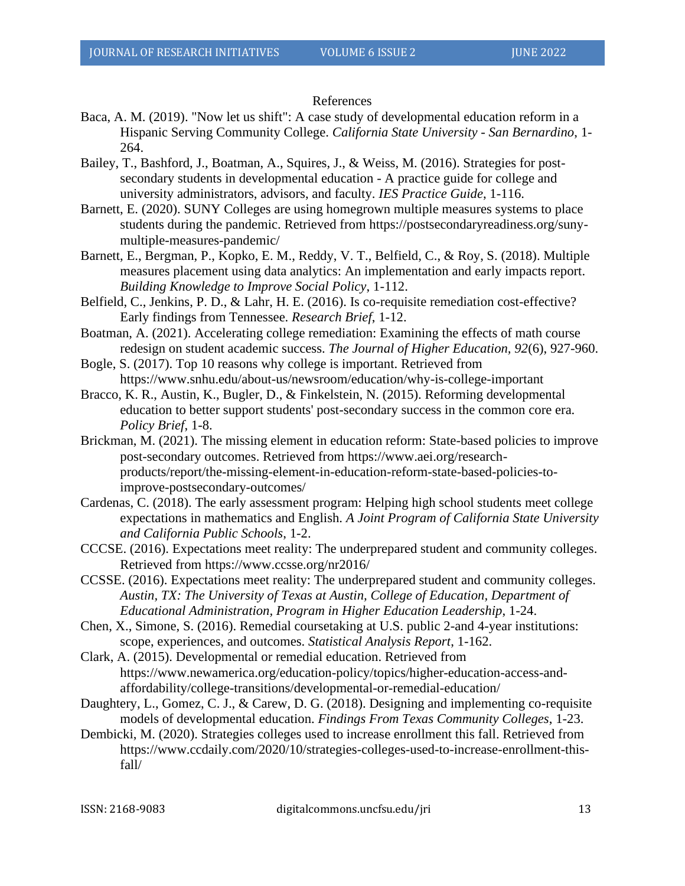References

Baca, A. M. (2019). "Now let us shift": A case study of developmental education reform in a Hispanic Serving Community College. *California State University - San Bernardino*, 1-264.

Bailey, T., Bashford, J., Boatman, A., Squires, J., & Weiss, M. (2016). Strategies for post-secondary students in developmental education - A practice guide for college and university administrators, advisors, and faculty. *IES Practice Guide*, 1-116.

Barnett, E. (2020). SUNY Colleges are using homegrown multiple measures systems to place students during the pandemic. Retrieved from https://postsecondaryreadiness.org/suny-multiple-measures-pandemic/

Barnett, E., Bergman, P., Kopko, E. M., Reddy, V. T., Belfield, C., & Roy, S. (2018). Multiple measures placement using data analytics: An implementation and early impacts report. *Building Knowledge to Improve Social Policy*, 1-112.

Belfield, C., Jenkins, P. D., & Lahr, H. E. (2016). Is co-requisite remediation cost-effective? Early findings from Tennessee. *Research Brief*, 1-12.

Boatman, A. (2021). Accelerating college remediation: Examining the effects of math course redesign on student academic success. *The Journal of Higher Education, 92*(6), 927-960.

Bogle, S. (2017). Top 10 reasons why college is important. Retrieved from https://www.snhu.edu/about-us/newsroom/education/why-is-college-important

Bracco, K. R., Austin, K., Bugler, D., & Finkelstein, N. (2015). Reforming developmental education to better support students' post-secondary success in the common core era. *Policy Brief*, 1-8.

Brickman, M. (2021). The missing element in education reform: State-based policies to improve post-secondary outcomes. Retrieved from https://www.aei.org/research-products/report/the-missing-element-in-education-reform-state-based-policies-to-improve-postsecondary-outcomes/

Cardenas, C. (2018). The early assessment program: Helping high school students meet college expectations in mathematics and English. *A Joint Program of California State University and California Public Schools*, 1-2.

CCCSE. (2016). Expectations meet reality: The underprepared student and community colleges. Retrieved from https://www.ccsse.org/nr2016/

CCSSE. (2016). Expectations meet reality: The underprepared student and community colleges. *Austin, TX: The University of Texas at Austin, College of Education, Department of Educational Administration, Program in Higher Education Leadership*, 1-24.

Chen, X., Simone, S. (2016). Remedial coursetaking at U.S. public 2-and 4-year institutions: scope, experiences, and outcomes. *Statistical Analysis Report*, 1-162.

Clark, A. (2015). Developmental or remedial education. Retrieved from https://www.newamerica.org/education-policy/topics/higher-education-access-and-affordability/college-transitions/developmental-or-remedial-education/

Daughtery, L., Gomez, C. J., & Carew, D. G. (2018). Designing and implementing co-requisite models of developmental education. *Findings From Texas Community Colleges*, 1-23.

Dembicki, M. (2020). Strategies colleges used to increase enrollment this fall. Retrieved from https://www.ccdaily.com/2020/10/strategies-colleges-used-to-increase-enrollment-this-fall/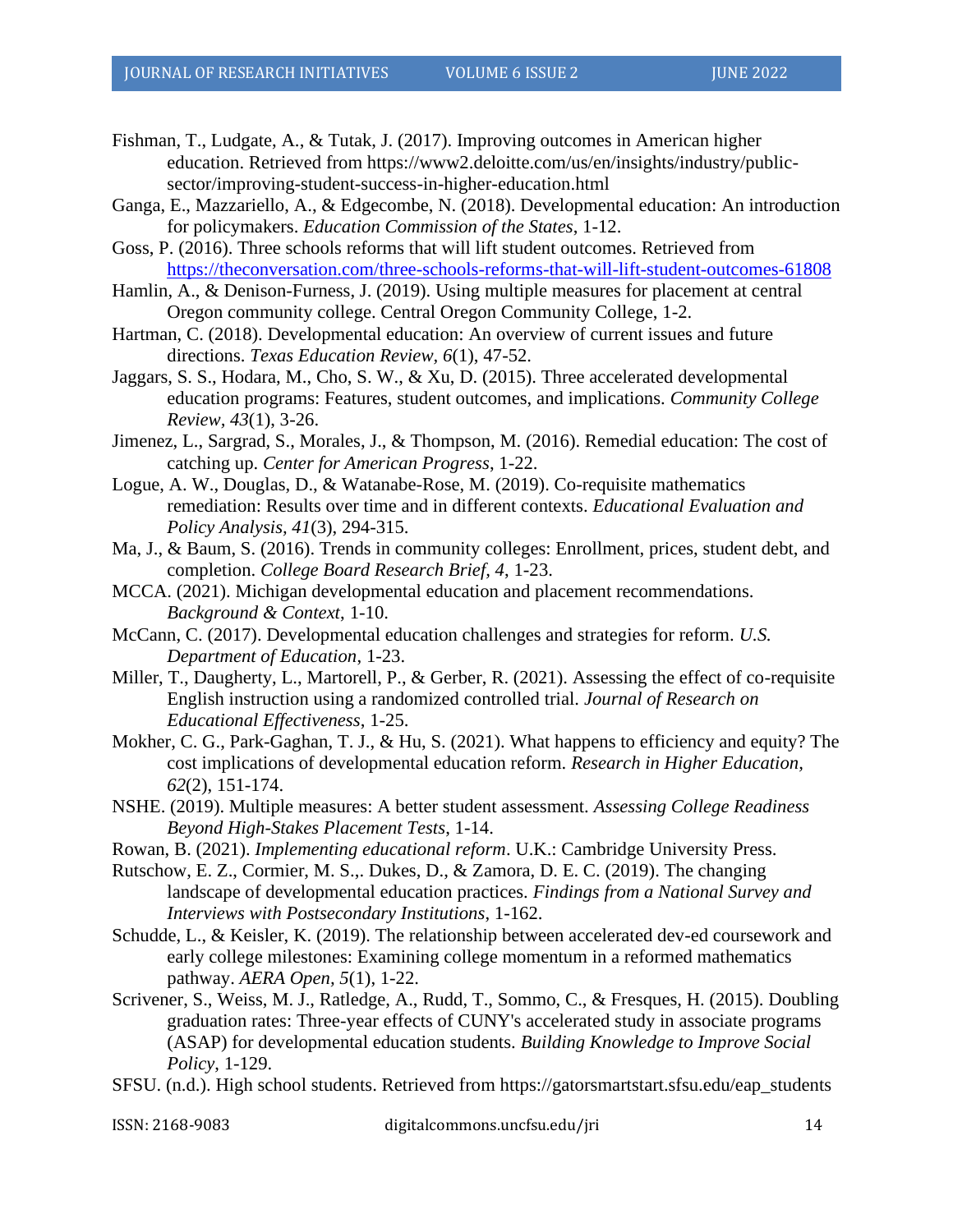Fishman, T., Ludgate, A., & Tutak, J. (2017). Improving outcomes in American higher education. Retrieved from https://www2.deloitte.com/us/en/insights/industry/public-sector/improving-student-success-in-higher-education.html

Ganga, E., Mazzariello, A., & Edgecombe, N. (2018). Developmental education: An introduction for policymakers. *Education Commission of the States*, 1-12.

Goss, P. (2016). Three schools reforms that will lift student outcomes. Retrieved from https://theconversation.com/three-schools-reforms-that-will-lift-student-outcomes-61808

Hamlin, A., & Denison-Furness, J. (2019). Using multiple measures for placement at central Oregon community college. Central Oregon Community College, 1-2.

Hartman, C. (2018). Developmental education: An overview of current issues and future directions. *Texas Education Review, 6*(1), 47-52.

Jaggars, S. S., Hodara, M., Cho, S. W., & Xu, D. (2015). Three accelerated developmental education programs: Features, student outcomes, and implications. *Community College Review, 43*(1), 3-26.

Jimenez, L., Sargrad, S., Morales, J., & Thompson, M. (2016). Remedial education: The cost of catching up. *Center for American Progress*, 1-22.

Logue, A. W., Douglas, D., & Watanabe-Rose, M. (2019). Co-requisite mathematics remediation: Results over time and in different contexts. *Educational Evaluation and Policy Analysis, 41*(3), 294-315.

Ma, J., & Baum, S. (2016). Trends in community colleges: Enrollment, prices, student debt, and completion. *College Board Research Brief, 4*, 1-23.

MCCA. (2021). Michigan developmental education and placement recommendations. *Background & Context*, 1-10.

McCann, C. (2017). Developmental education challenges and strategies for reform. *U.S. Department of Education*, 1-23.

Miller, T., Daugherty, L., Martorell, P., & Gerber, R. (2021). Assessing the effect of co-requisite English instruction using a randomized controlled trial. *Journal of Research on Educational Effectiveness*, 1-25.

Mokher, C. G., Park-Gaghan, T. J., & Hu, S. (2021). What happens to efficiency and equity? The cost implications of developmental education reform. *Research in Higher Education, 62*(2), 151-174.

NSHE. (2019). Multiple measures: A better student assessment. *Assessing College Readiness Beyond High-Stakes Placement Tests*, 1-14.

Rowan, B. (2021). *Implementing educational reform*. U.K.: Cambridge University Press.

Rutschow, E. Z., Cormier, M. S.,. Dukes, D., & Zamora, D. E. C. (2019). The changing landscape of developmental education practices. *Findings from a National Survey and Interviews with Postsecondary Institutions*, 1-162.

Schudde, L., & Keisler, K. (2019). The relationship between accelerated dev-ed coursework and early college milestones: Examining college momentum in a reformed mathematics pathway. *AERA Open, 5*(1), 1-22.

Scrivener, S., Weiss, M. J., Ratledge, A., Rudd, T., Sommo, C., & Fresques, H. (2015). Doubling graduation rates: Three-year effects of CUNY's accelerated study in associate programs (ASAP) for developmental education students. *Building Knowledge to Improve Social Policy*, 1-129.

SFSU. (n.d.). High school students. Retrieved from https://gatorsmartstart.sfsu.edu/eap_students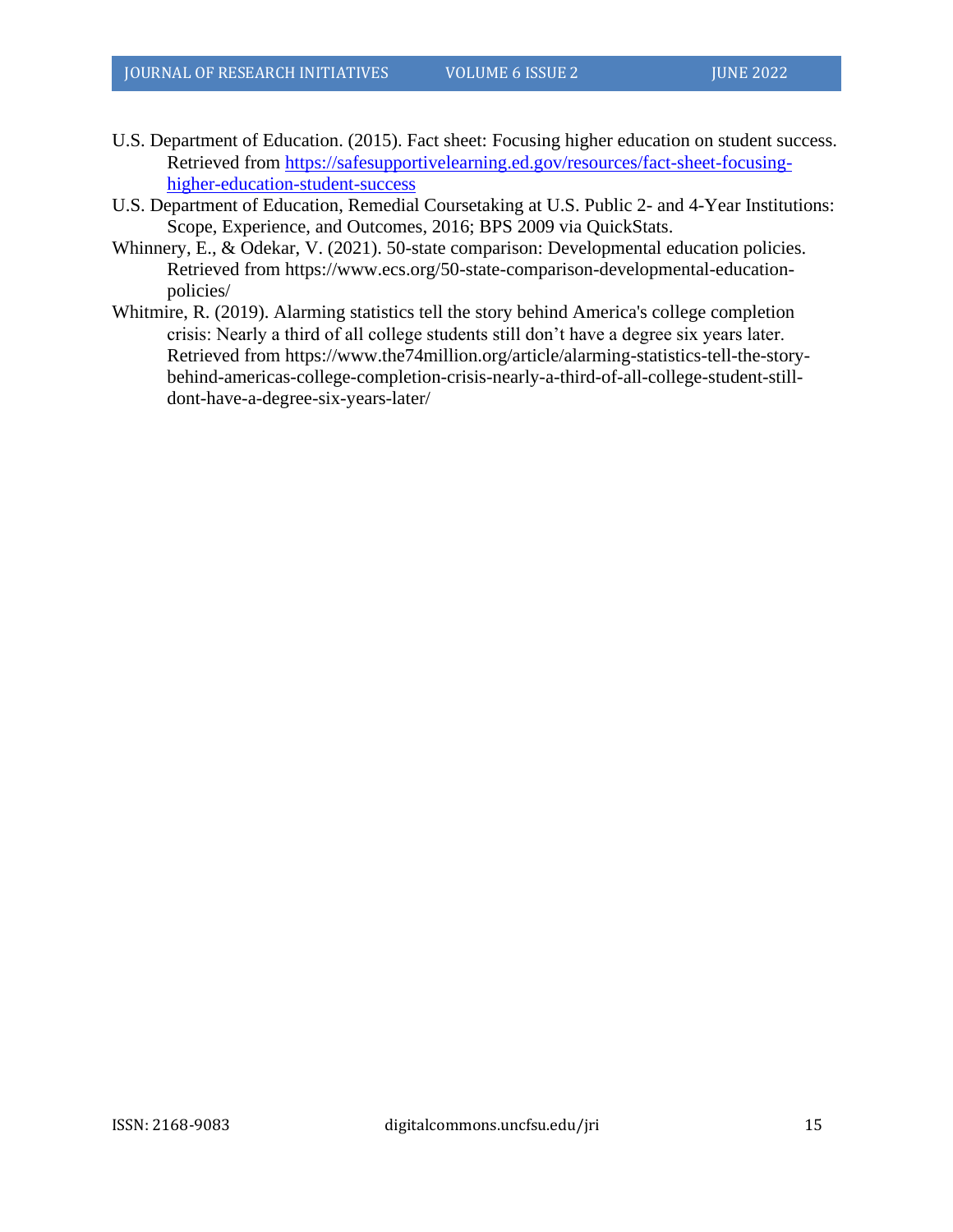U.S. Department of Education. (2015). Fact sheet: Focusing higher education on student success. Retrieved from [https://safesupportivelearning.ed.gov/resources/fact-sheet-focusing-higher-education-student-success](https://safesupportivelearning.ed.gov/resources/fact-sheet-focusing-higher-education-student-success)

U.S. Department of Education, Remedial Coursetaking at U.S. Public 2- and 4-Year Institutions: Scope, Experience, and Outcomes, 2016; BPS 2009 via QuickStats.

Whinnery, E., & Odekar, V. (2021). 50-state comparison: Developmental education policies. Retrieved from https://www.ecs.org/50-state-comparison-developmental-education-policies/

Whitmire, R. (2019). Alarming statistics tell the story behind America's college completion crisis: Nearly a third of all college students still don't have a degree six years later. Retrieved from https://www.the74million.org/article/alarming-statistics-tell-the-story-behind-americas-college-completion-crisis-nearly-a-third-of-all-college-student-still-dont-have-a-degree-six-years-later/